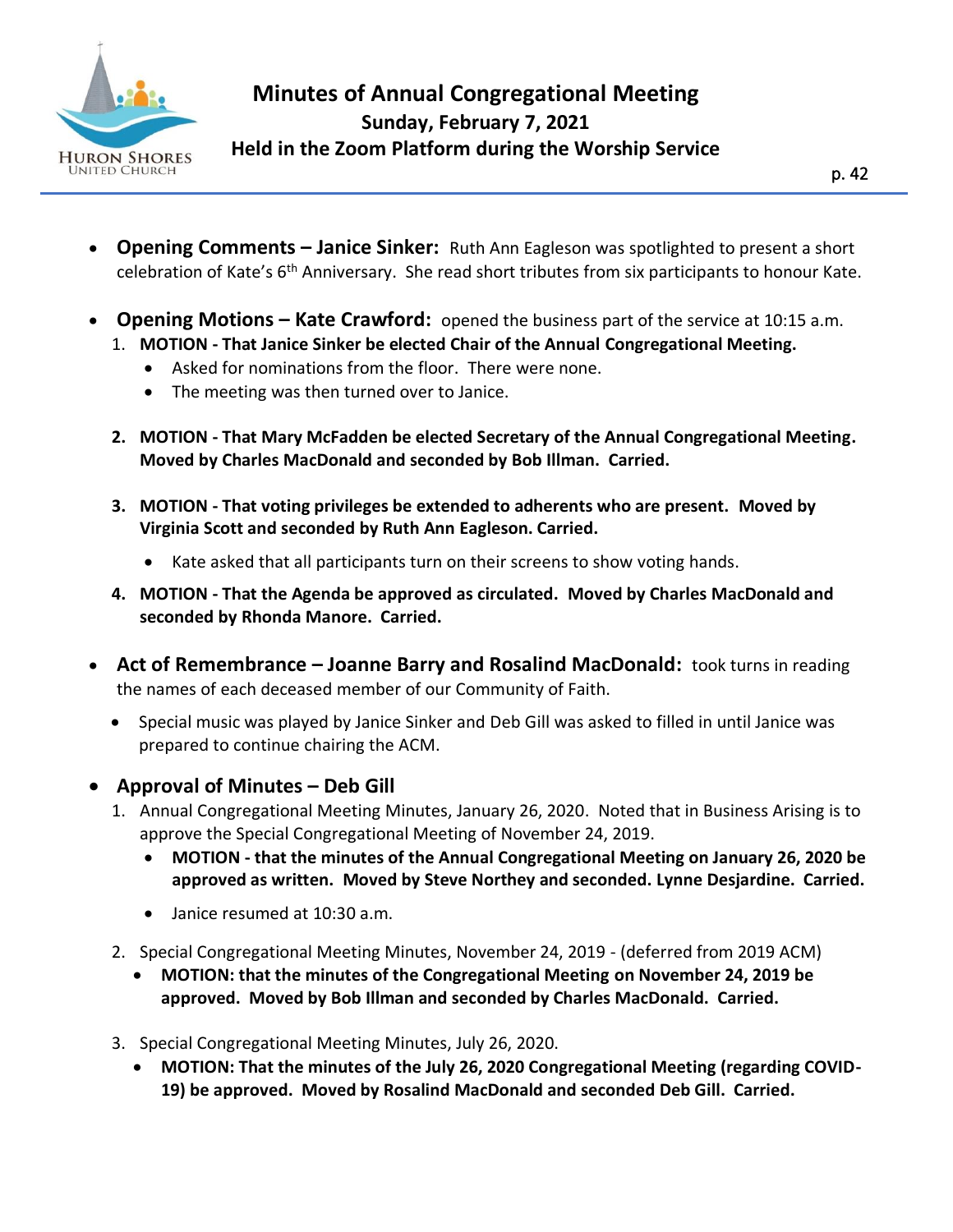# Minutes of Annual Congregational Meeting

## Sunday, February 7, 2021

## Held in the Zoom Platform during the Worship Service

- **Opening Comments – Janice Sinker:** Ruth Ann Eagleson was spotlighted to present a short celebration of Kate's 6th Anniversary. She read short tributes from six participants to honour Kate.

- **Opening Motions – Kate Crawford:** opened the business part of the service at 10:15 a.m.
  1. **MOTION - That Janice Sinker be elected Chair of the Annual Congregational Meeting.**
     - Asked for nominations from the floor. There were none.
     - The meeting was then turned over to Janice.
  2. **MOTION - That Mary McFadden be elected Secretary of the Annual Congregational Meeting. Moved by Charles MacDonald and seconded by Bob Illman. Carried.**
  3. **MOTION - That voting privileges be extended to adherents who are present. Moved by Virginia Scott and seconded by Ruth Ann Eagleson. Carried.**
     - Kate asked that all participants turn on their screens to show voting hands.
  4. **MOTION - That the Agenda be approved as circulated. Moved by Charles MacDonald and seconded by Rhonda Manore. Carried.**

- **Act of Remembrance – Joanne Barry and Rosalind MacDonald:** took turns in reading the names of each deceased member of our Community of Faith.
  - Special music was played by Janice Sinker and Deb Gill was asked to filled in until Janice was prepared to continue chairing the ACM.

- **Approval of Minutes – Deb Gill**
  1. Annual Congregational Meeting Minutes, January 26, 2020. Noted that in Business Arising is to approve the Special Congregational Meeting of November 24, 2019.
     - **MOTION - that the minutes of the Annual Congregational Meeting on January 26, 2020 be approved as written. Moved by Steve Northey and seconded. Lynne Desjardine. Carried.**
     - Janice resumed at 10:30 a.m.
  2. Special Congregational Meeting Minutes, November 24, 2019 - (deferred from 2019 ACM)
     - **MOTION: that the minutes of the Congregational Meeting on November 24, 2019 be approved. Moved by Bob Illman and seconded by Charles MacDonald. Carried.**
  3. Special Congregational Meeting Minutes, July 26, 2020.
     - **MOTION: That the minutes of the July 26, 2020 Congregational Meeting (regarding COVID-19) be approved. Moved by Rosalind MacDonald and seconded Deb Gill. Carried.**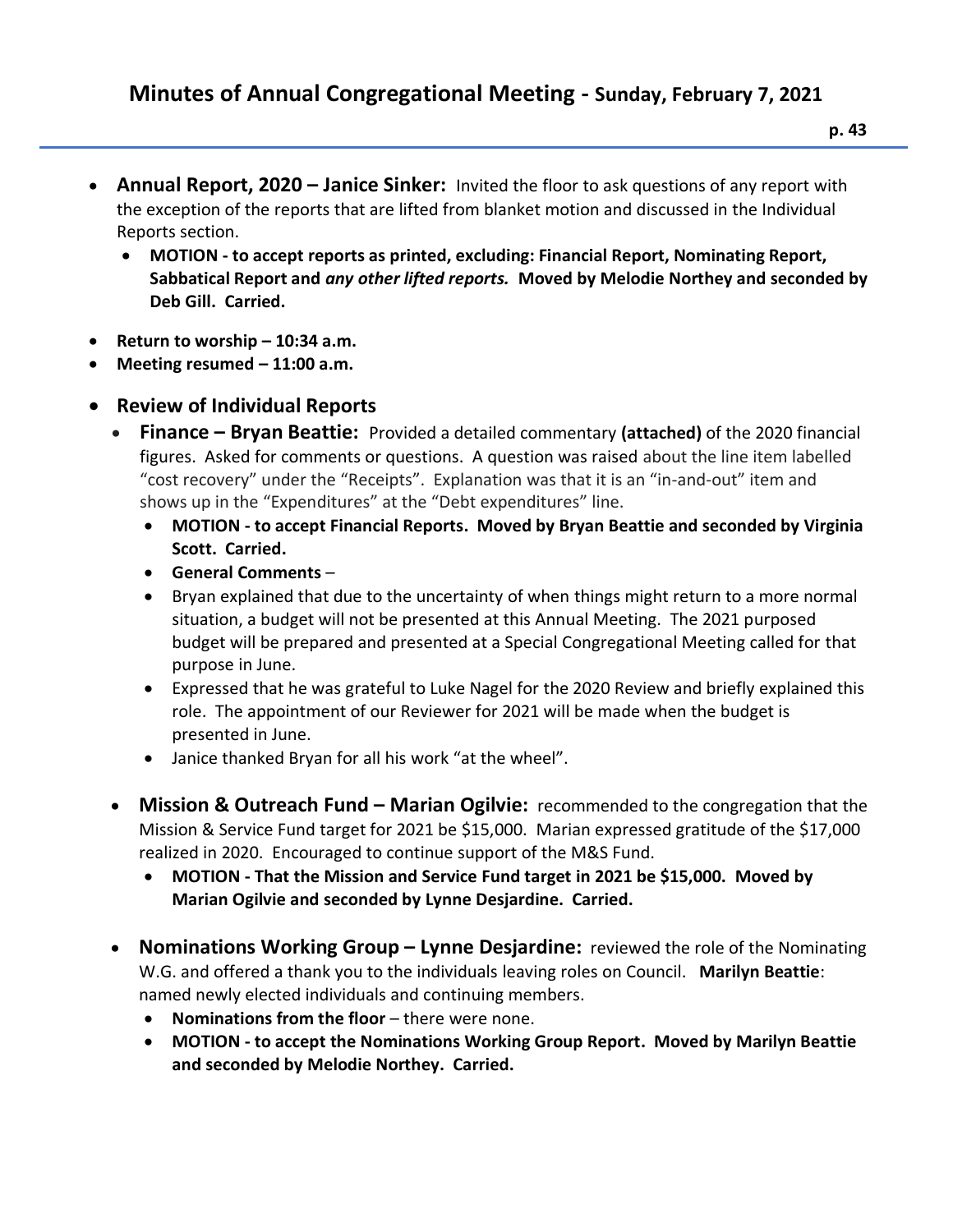- **Annual Report, 2020 – Janice Sinker:** Invited the floor to ask questions of any report with the exception of the reports that are lifted from blanket motion and discussed in the Individual Reports section.
    - **MOTION - to accept reports as printed, excluding: Financial Report, Nominating Report, Sabbatical Report and *any other lifted reports.* Moved by Melodie Northey and seconded by Deb Gill. Carried.**
- **Return to worship – 10:34 a.m.**
- **Meeting resumed – 11:00 a.m.**
- **Review of Individual Reports**
    - **Finance – Bryan Beattie:** Provided a detailed commentary **(attached)** of the 2020 financial figures. Asked for comments or questions. A question was raised about the line item labelled "cost recovery" under the "Receipts". Explanation was that it is an "in-and-out" item and shows up in the "Expenditures" at the "Debt expenditures" line.
        - **MOTION - to accept Financial Reports. Moved by Bryan Beattie and seconded by Virginia Scott. Carried.**
        - **General Comments** –
        - Bryan explained that due to the uncertainty of when things might return to a more normal situation, a budget will not be presented at this Annual Meeting. The 2021 purposed budget will be prepared and presented at a Special Congregational Meeting called for that purpose in June.
        - Expressed that he was grateful to Luke Nagel for the 2020 Review and briefly explained this role. The appointment of our Reviewer for 2021 will be made when the budget is presented in June.
        - Janice thanked Bryan for all his work "at the wheel".
    - **Mission & Outreach Fund – Marian Ogilvie:** recommended to the congregation that the Mission & Service Fund target for 2021 be $15,000. Marian expressed gratitude of the $17,000 realized in 2020. Encouraged to continue support of the M&S Fund.
        - **MOTION - That the Mission and Service Fund target in 2021 be $15,000. Moved by Marian Ogilvie and seconded by Lynne Desjardine. Carried.**
    - **Nominations Working Group – Lynne Desjardine:** reviewed the role of the Nominating W.G. and offered a thank you to the individuals leaving roles on Council. **Marilyn Beattie**: named newly elected individuals and continuing members.
        - **Nominations from the floor** – there were none.
        - **MOTION - to accept the Nominations Working Group Report. Moved by Marilyn Beattie and seconded by Melodie Northey. Carried.**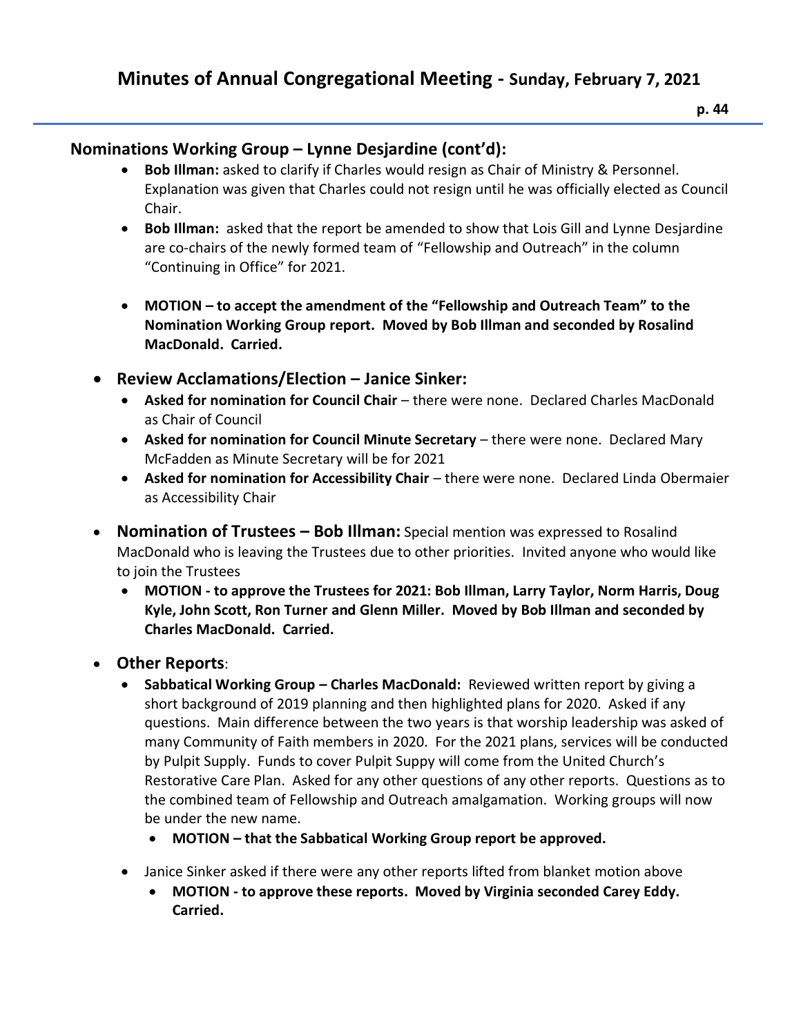## Nominations Working Group – Lynne Desjardine (cont'd):

- **Bob Illman:** asked to clarify if Charles would resign as Chair of Ministry & Personnel. Explanation was given that Charles could not resign until he was officially elected as Council Chair.
- **Bob Illman:** asked that the report be amended to show that Lois Gill and Lynne Desjardine are co-chairs of the newly formed team of "Fellowship and Outreach" in the column "Continuing in Office" for 2021.
- **MOTION – to accept the amendment of the "Fellowship and Outreach Team" to the Nomination Working Group report. Moved by Bob Illman and seconded by Rosalind MacDonald. Carried.**

- **Review Acclamations/Election – Janice Sinker:**
  - **Asked for nomination for Council Chair** – there were none. Declared Charles MacDonald as Chair of Council
  - **Asked for nomination for Council Minute Secretary** – there were none. Declared Mary McFadden as Minute Secretary will be for 2021
  - **Asked for nomination for Accessibility Chair** – there were none. Declared Linda Obermaier as Accessibility Chair

- **Nomination of Trustees – Bob Illman:** Special mention was expressed to Rosalind MacDonald who is leaving the Trustees due to other priorities. Invited anyone who would like to join the Trustees
  - **MOTION - to approve the Trustees for 2021: Bob Illman, Larry Taylor, Norm Harris, Doug Kyle, John Scott, Ron Turner and Glenn Miller. Moved by Bob Illman and seconded by Charles MacDonald. Carried.**

- **Other Reports**:
  - **Sabbatical Working Group – Charles MacDonald:** Reviewed written report by giving a short background of 2019 planning and then highlighted plans for 2020. Asked if any questions. Main difference between the two years is that worship leadership was asked of many Community of Faith members in 2020. For the 2021 plans, services will be conducted by Pulpit Supply. Funds to cover Pulpit Suppy will come from the United Church's Restorative Care Plan. Asked for any other questions of any other reports. Questions as to the combined team of Fellowship and Outreach amalgamation. Working groups will now be under the new name.
    - **MOTION – that the Sabbatical Working Group report be approved.**
  - Janice Sinker asked if there were any other reports lifted from blanket motion above
    - **MOTION - to approve these reports. Moved by Virginia seconded Carey Eddy. Carried.**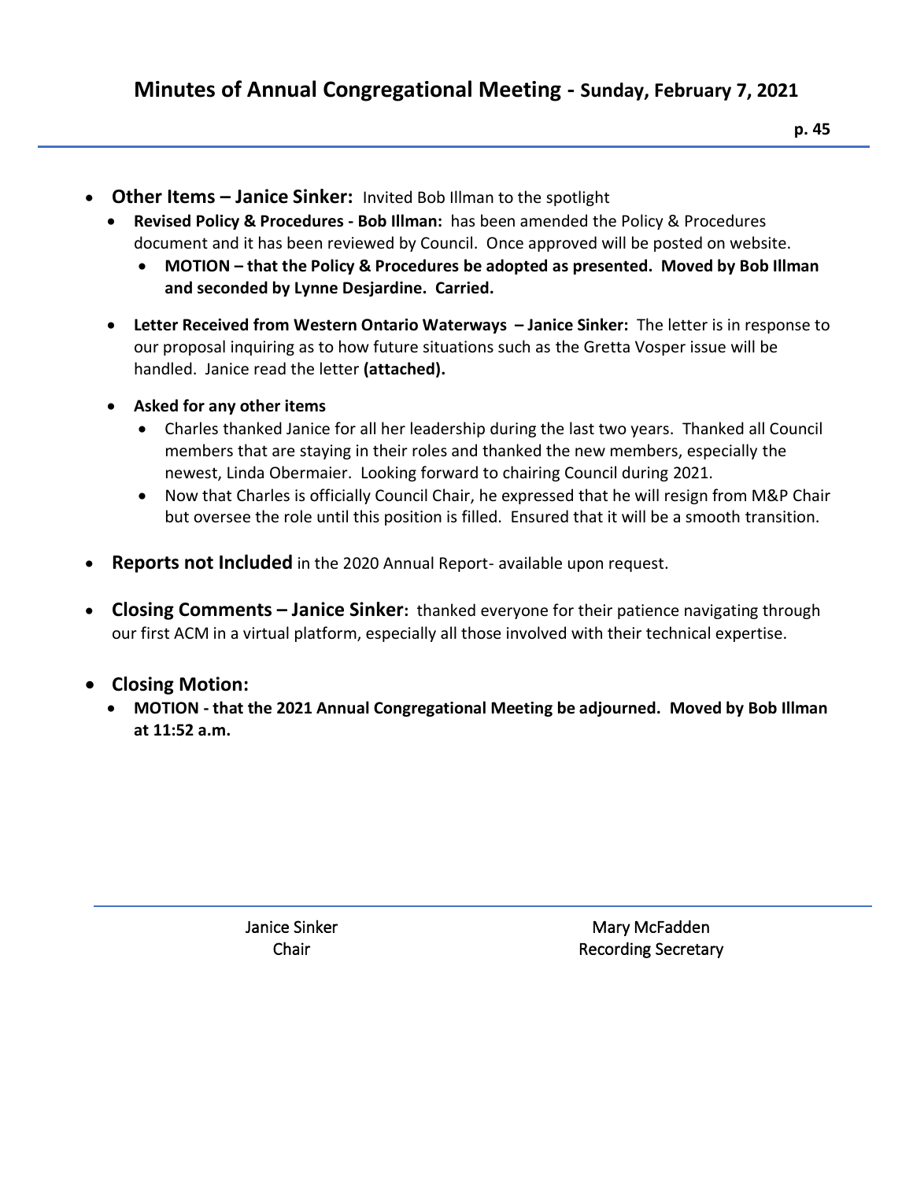- **Other Items – Janice Sinker:** Invited Bob Illman to the spotlight
  - **Revised Policy & Procedures - Bob Illman:** has been amended the Policy & Procedures document and it has been reviewed by Council. Once approved will be posted on website.
    - **MOTION – that the Policy & Procedures be adopted as presented. Moved by Bob Illman and seconded by Lynne Desjardine. Carried.**
  - **Letter Received from Western Ontario Waterways – Janice Sinker:** The letter is in response to our proposal inquiring as to how future situations such as the Gretta Vosper issue will be handled. Janice read the letter **(attached).**
  - **Asked for any other items**
    - Charles thanked Janice for all her leadership during the last two years. Thanked all Council members that are staying in their roles and thanked the new members, especially the newest, Linda Obermaier. Looking forward to chairing Council during 2021.
    - Now that Charles is officially Council Chair, he expressed that he will resign from M&P Chair but oversee the role until this position is filled. Ensured that it will be a smooth transition.
- **Reports not Included** in the 2020 Annual Report- available upon request.
- **Closing Comments – Janice Sinker:** thanked everyone for their patience navigating through our first ACM in a virtual platform, especially all those involved with their technical expertise.
- **Closing Motion:**
  - **MOTION - that the 2021 Annual Congregational Meeting be adjourned. Moved by Bob Illman at 11:52 a.m.**

| | |
|---|---|
| Janice Sinker<br>Chair | Mary McFadden<br>Recording Secretary |